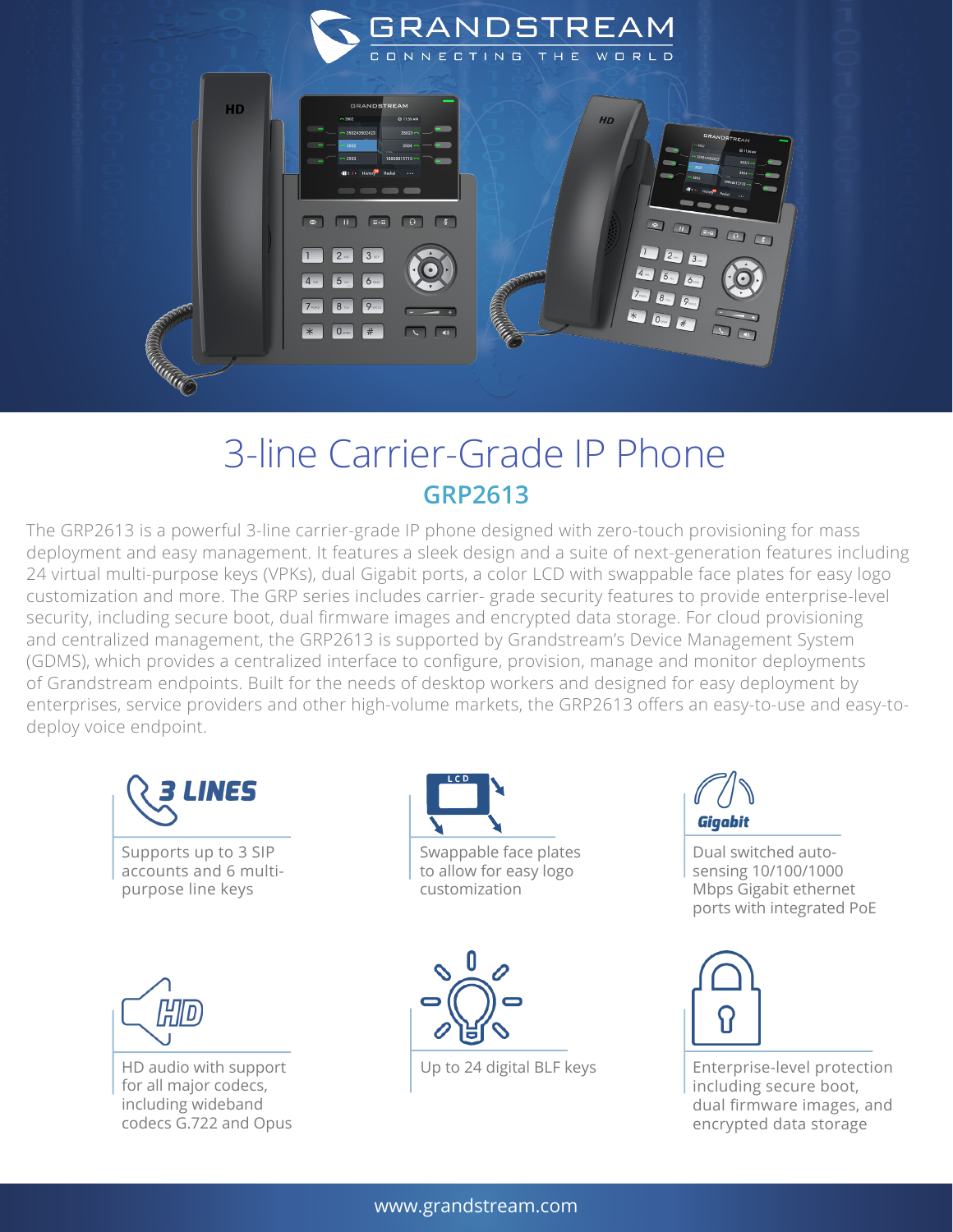# 3-line Carrier-Grade IP Phone

## GRP2613

The GRP2613 is a powerful 3-line carrier-grade IP phone designed with zero-touch provisioning for mass deployment and easy management. It features a sleek design and a suite of next-generation features including 24 virtual multi-purpose keys (VPKs), dual Gigabit ports, a color LCD with swappable face plates for easy logo customization and more. The GRP series includes carrier- grade security features to provide enterprise-level security, including secure boot, dual firmware images and encrypted data storage. For cloud provisioning and centralized management, the GRP2613 is supported by Grandstream's Device Management System (GDMS), which provides a centralized interface to configure, provision, manage and monitor deployments of Grandstream endpoints. Built for the needs of desktop workers and designed for easy deployment by enterprises, service providers and other high-volume markets, the GRP2613 offers an easy-to-use and easy-to-deploy voice endpoint.

**3 LINES**

Supports up to 3 SIP accounts and 6 multi-purpose line keys

**LCD**

Swappable face plates to allow for easy logo customization

**Gigabit**

Dual switched auto-sensing 10/100/1000 Mbps Gigabit ethernet ports with integrated PoE

**HD**

HD audio with support for all major codecs, including wideband codecs G.722 and Opus

Up to 24 digital BLF keys

Enterprise-level protection including secure boot, dual firmware images, and encrypted data storage

www.grandstream.com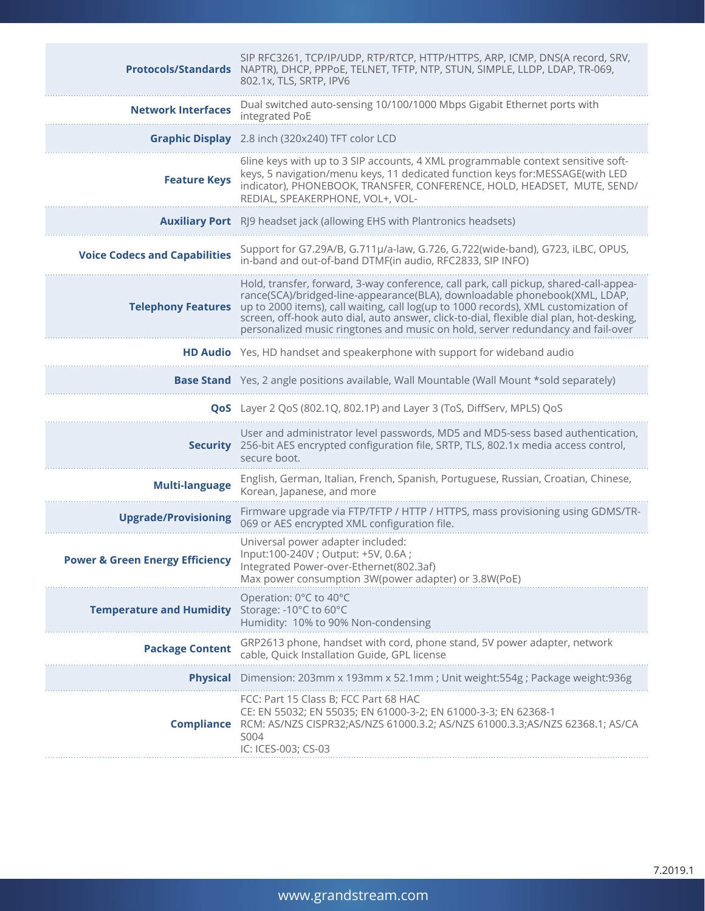| | |
|---|---|
| **Protocols/Standards** | SIP RFC3261, TCP/IP/UDP, RTP/RTCP, HTTP/HTTPS, ARP, ICMP, DNS(A record, SRV, NAPTR), DHCP, PPPoE, TELNET, TFTP, NTP, STUN, SIMPLE, LLDP, LDAP, TR-069, 802.1x, TLS, SRTP, IPV6 |
| **Network Interfaces** | Dual switched auto-sensing 10/100/1000 Mbps Gigabit Ethernet ports with integrated PoE |
| **Graphic Display** | 2.8 inch (320x240) TFT color LCD |
| **Feature Keys** | 6line keys with up to 3 SIP accounts, 4 XML programmable context sensitive soft-keys, 5 navigation/menu keys, 11 dedicated function keys for:MESSAGE(with LED indicator), PHONEBOOK, TRANSFER, CONFERENCE, HOLD, HEADSET, MUTE, SEND/REDIAL, SPEAKERPHONE, VOL+, VOL- |
| **Auxiliary Port** | RJ9 headset jack (allowing EHS with Plantronics headsets) |
| **Voice Codecs and Capabilities** | Support for G7.29A/B, G.711µ/a-law, G.726, G.722(wide-band), G723, iLBC, OPUS, in-band and out-of-band DTMF(in audio, RFC2833, SIP INFO) |
| **Telephony Features** | Hold, transfer, forward, 3-way conference, call park, call pickup, shared-call-appearance(SCA)/bridged-line-appearance(BLA), downloadable phonebook(XML, LDAP, up to 2000 items), call waiting, call log(up to 1000 records), XML customization of screen, off-hook auto dial, auto answer, click-to-dial, flexible dial plan, hot-desking, personalized music ringtones and music on hold, server redundancy and fail-over |
| **HD Audio** | Yes, HD handset and speakerphone with support for wideband audio |
| **Base Stand** | Yes, 2 angle positions available, Wall Mountable (Wall Mount *sold separately) |
| **QoS** | Layer 2 QoS (802.1Q, 802.1P) and Layer 3 (ToS, DiffServ, MPLS) QoS |
| **Security** | User and administrator level passwords, MD5 and MD5-sess based authentication, 256-bit AES encrypted configuration file, SRTP, TLS, 802.1x media access control, secure boot. |
| **Multi-language** | English, German, Italian, French, Spanish, Portuguese, Russian, Croatian, Chinese, Korean, Japanese, and more |
| **Upgrade/Provisioning** | Firmware upgrade via FTP/TFTP / HTTP / HTTPS, mass provisioning using GDMS/TR-069 or AES encrypted XML configuration file. |
| **Power & Green Energy Efficiency** | Universal power adapter included:<br>Input:100-240V ; Output: +5V, 0.6A ;<br>Integrated Power-over-Ethernet(802.3af)<br>Max power consumption 3W(power adapter) or 3.8W(PoE) |
| **Temperature and Humidity** | Operation: 0°C to 40°C<br>Storage: -10°C to 60°C<br>Humidity: 10% to 90% Non-condensing |
| **Package Content** | GRP2613 phone, handset with cord, phone stand, 5V power adapter, network cable, Quick Installation Guide, GPL license |
| **Physical** | Dimension: 203mm x 193mm x 52.1mm ; Unit weight:554g ; Package weight:936g |
| **Compliance** | FCC: Part 15 Class B; FCC Part 68 HAC<br>CE: EN 55032; EN 55035; EN 61000-3-2; EN 61000-3-3; EN 62368-1<br>RCM: AS/NZS CISPR32;AS/NZS 61000.3.2; AS/NZS 61000.3.3;AS/NZS 62368.1; AS/CA S004<br>IC: ICES-003; CS-03 |

7.2019.1

www.grandstream.com